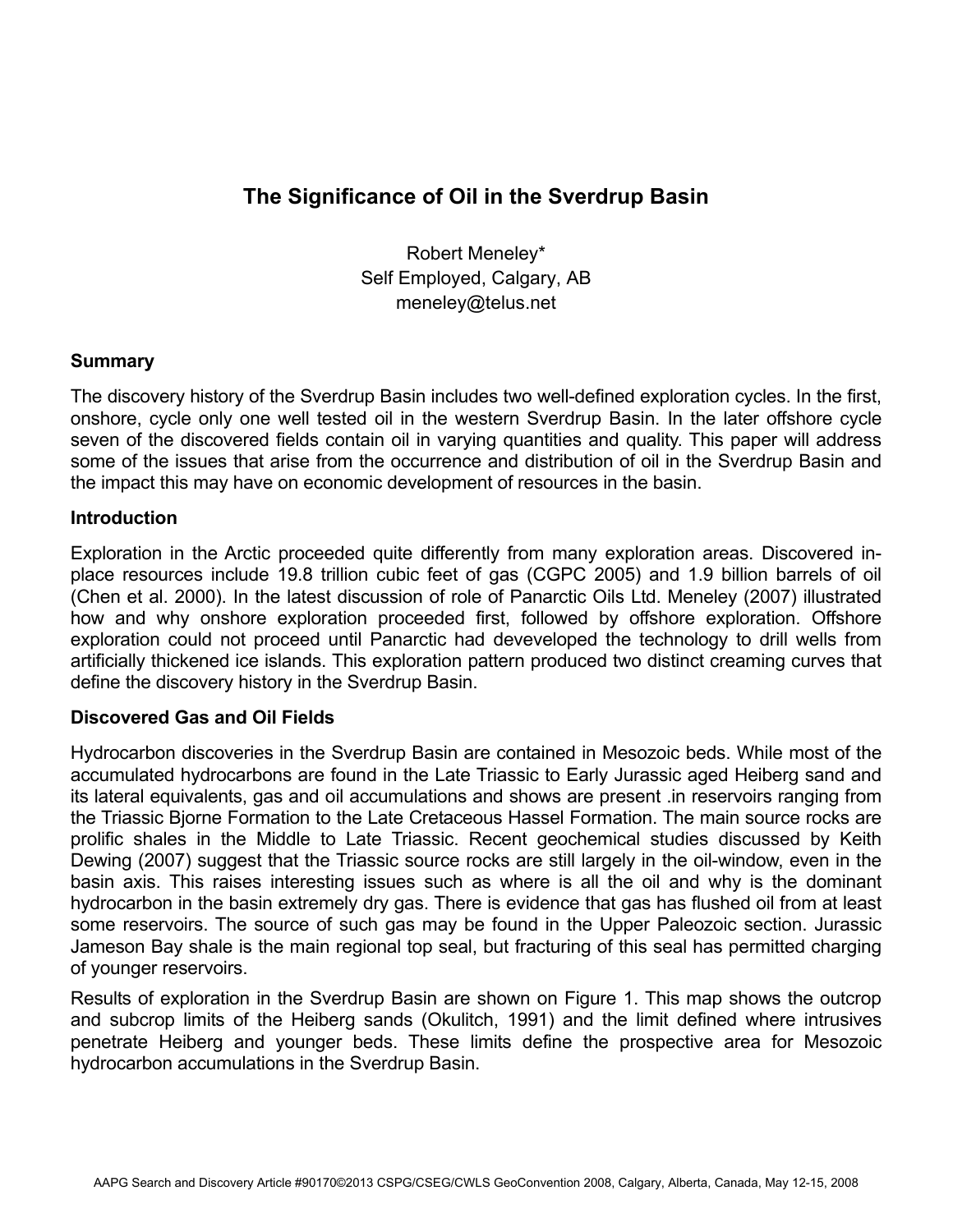# The Significance of Oil in the Sverdrup Basin

Robert Meneley*  
Self Employed, Calgary, AB  
meneley@telus.net

## Summary

The discovery history of the Sverdrup Basin includes two well-defined exploration cycles. In the first, onshore, cycle only one well tested oil in the western Sverdrup Basin. In the later offshore cycle seven of the discovered fields contain oil in varying quantities and quality. This paper will address some of the issues that arise from the occurrence and distribution of oil in the Sverdrup Basin and the impact this may have on economic development of resources in the basin.

## Introduction

Exploration in the Arctic proceeded quite differently from many exploration areas. Discovered in-place resources include 19.8 trillion cubic feet of gas (CGPC 2005) and 1.9 billion barrels of oil (Chen et al. 2000). In the latest discussion of role of Panarctic Oils Ltd. Meneley (2007) illustrated how and why onshore exploration proceeded first, followed by offshore exploration. Offshore exploration could not proceed until Panarctic had deveveloped the technology to drill wells from artificially thickened ice islands. This exploration pattern produced two distinct creaming curves that define the discovery history in the Sverdrup Basin.

## Discovered Gas and Oil Fields

Hydrocarbon discoveries in the Sverdrup Basin are contained in Mesozoic beds. While most of the accumulated hydrocarbons are found in the Late Triassic to Early Jurassic aged Heiberg sand and its lateral equivalents, gas and oil accumulations and shows are present .in reservoirs ranging from the Triassic Bjorne Formation to the Late Cretaceous Hassel Formation. The main source rocks are prolific shales in the Middle to Late Triassic. Recent geochemical studies discussed by Keith Dewing (2007) suggest that the Triassic source rocks are still largely in the oil-window, even in the basin axis. This raises interesting issues such as where is all the oil and why is the dominant hydrocarbon in the basin extremely dry gas. There is evidence that gas has flushed oil from at least some reservoirs. The source of such gas may be found in the Upper Paleozoic section. Jurassic Jameson Bay shale is the main regional top seal, but fracturing of this seal has permitted charging of younger reservoirs.

Results of exploration in the Sverdrup Basin are shown on Figure 1. This map shows the outcrop and subcrop limits of the Heiberg sands (Okulitch, 1991) and the limit defined where intrusives penetrate Heiberg and younger beds. These limits define the prospective area for Mesozoic hydrocarbon accumulations in the Sverdrup Basin.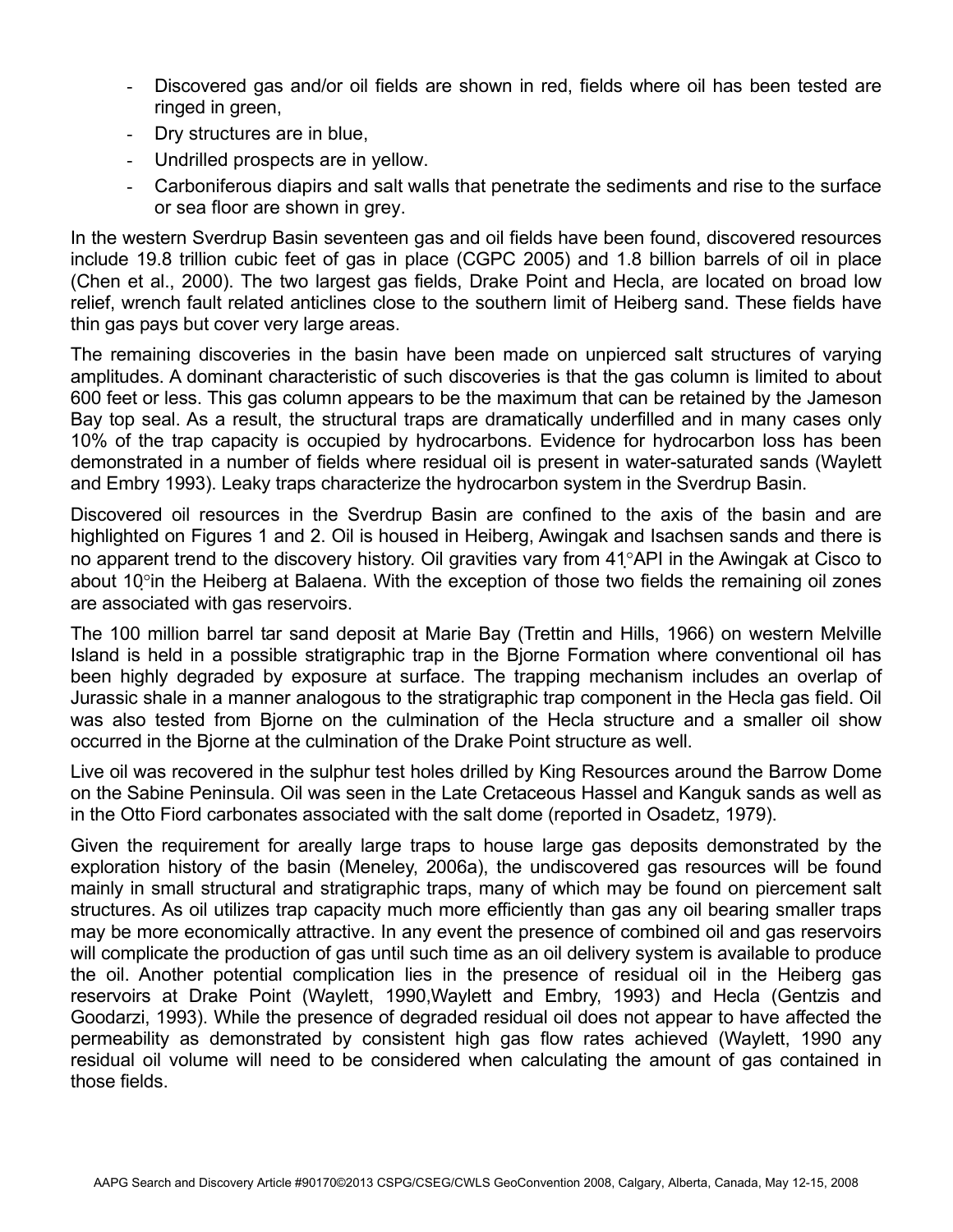- Discovered gas and/or oil fields are shown in red, fields where oil has been tested are ringed in green,
- Dry structures are in blue,
- Undrilled prospects are in yellow.
- Carboniferous diapirs and salt walls that penetrate the sediments and rise to the surface or sea floor are shown in grey.

In the western Sverdrup Basin seventeen gas and oil fields have been found, discovered resources include 19.8 trillion cubic feet of gas in place (CGPC 2005) and 1.8 billion barrels of oil in place (Chen et al., 2000). The two largest gas fields, Drake Point and Hecla, are located on broad low relief, wrench fault related anticlines close to the southern limit of Heiberg sand. These fields have thin gas pays but cover very large areas.

The remaining discoveries in the basin have been made on unpierced salt structures of varying amplitudes. A dominant characteristic of such discoveries is that the gas column is limited to about 600 feet or less. This gas column appears to be the maximum that can be retained by the Jameson Bay top seal. As a result, the structural traps are dramatically underfilled and in many cases only 10% of the trap capacity is occupied by hydrocarbons. Evidence for hydrocarbon loss has been demonstrated in a number of fields where residual oil is present in water-saturated sands (Waylett and Embry 1993). Leaky traps characterize the hydrocarbon system in the Sverdrup Basin.

Discovered oil resources in the Sverdrup Basin are confined to the axis of the basin and are highlighted on Figures 1 and 2. Oil is housed in Heiberg, Awingak and Isachsen sands and there is no apparent trend to the discovery history. Oil gravities vary from 41°API in the Awingak at Cisco to about 10°in the Heiberg at Balaena. With the exception of those two fields the remaining oil zones are associated with gas reservoirs.

The 100 million barrel tar sand deposit at Marie Bay (Trettin and Hills, 1966) on western Melville Island is held in a possible stratigraphic trap in the Bjorne Formation where conventional oil has been highly degraded by exposure at surface. The trapping mechanism includes an overlap of Jurassic shale in a manner analogous to the stratigraphic trap component in the Hecla gas field. Oil was also tested from Bjorne on the culmination of the Hecla structure and a smaller oil show occurred in the Bjorne at the culmination of the Drake Point structure as well.

Live oil was recovered in the sulphur test holes drilled by King Resources around the Barrow Dome on the Sabine Peninsula. Oil was seen in the Late Cretaceous Hassel and Kanguk sands as well as in the Otto Fiord carbonates associated with the salt dome (reported in Osadetz, 1979).

Given the requirement for areally large traps to house large gas deposits demonstrated by the exploration history of the basin (Meneley, 2006a), the undiscovered gas resources will be found mainly in small structural and stratigraphic traps, many of which may be found on piercement salt structures. As oil utilizes trap capacity much more efficiently than gas any oil bearing smaller traps may be more economically attractive. In any event the presence of combined oil and gas reservoirs will complicate the production of gas until such time as an oil delivery system is available to produce the oil. Another potential complication lies in the presence of residual oil in the Heiberg gas reservoirs at Drake Point (Waylett, 1990,Waylett and Embry, 1993) and Hecla (Gentzis and Goodarzi, 1993). While the presence of degraded residual oil does not appear to have affected the permeability as demonstrated by consistent high gas flow rates achieved (Waylett, 1990 any residual oil volume will need to be considered when calculating the amount of gas contained in those fields.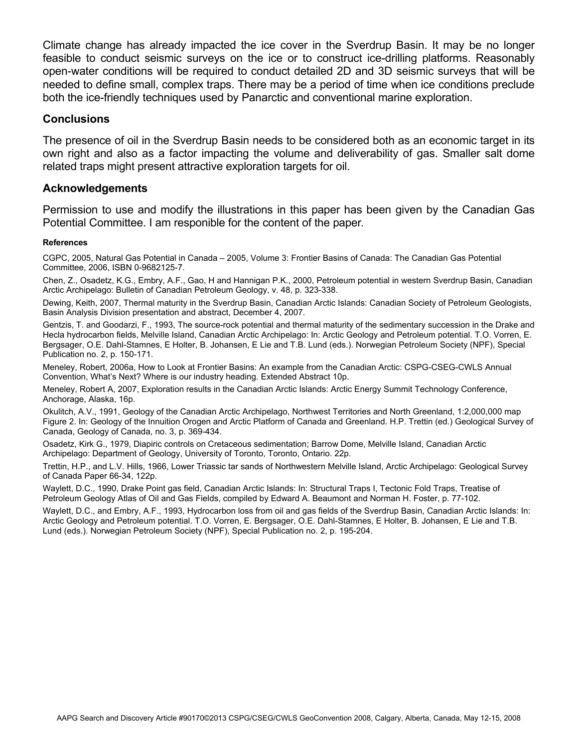Climate change has already impacted the ice cover in the Sverdrup Basin. It may be no longer feasible to conduct seismic surveys on the ice or to construct ice-drilling platforms. Reasonably open-water conditions will be required to conduct detailed 2D and 3D seismic surveys that will be needed to define small, complex traps. There may be a period of time when ice conditions preclude both the ice-friendly techniques used by Panarctic and conventional marine exploration.

## Conclusions

The presence of oil in the Sverdrup Basin needs to be considered both as an economic target in its own right and also as a factor impacting the volume and deliverability of gas. Smaller salt dome related traps might present attractive exploration targets for oil.

## Acknowledgements

Permission to use and modify the illustrations in this paper has been given by the Canadian Gas Potential Committee. I am responible for the content of the paper.

#### References

CGPC, 2005, Natural Gas Potential in Canada – 2005, Volume 3: Frontier Basins of Canada: The Canadian Gas Potential Committee, 2006, ISBN 0-9682125-7.

Chen, Z., Osadetz, K.G., Embry, A.F., Gao, H and Hannigan P.K., 2000, Petroleum potential in western Sverdrup Basin, Canadian Arctic Archipelago: Bulletin of Canadian Petroleum Geology, v. 48, p. 323-338.

Dewing, Keith, 2007, Thermal maturity in the Sverdrup Basin, Canadian Arctic Islands: Canadian Society of Petroleum Geologists, Basin Analysis Division presentation and abstract, December 4, 2007.

Gentzis, T. and Goodarzi, F., 1993, The source-rock potential and thermal maturity of the sedimentary succession in the Drake and Hecla hydrocarbon fields, Melville Island, Canadian Arctic Archipelago: In: Arctic Geology and Petroleum potential. T.O. Vorren, E. Bergsager, O.E. Dahl-Stamnes, E Holter, B. Johansen, E Lie and T.B. Lund (eds.). Norwegian Petroleum Society (NPF), Special Publication no. 2, p. 150-171.

Meneley, Robert, 2006a, How to Look at Frontier Basins: An example from the Canadian Arctic: CSPG-CSEG-CWLS Annual Convention, What's Next? Where is our industry heading. Extended Abstract 10p.

Meneley, Robert A, 2007, Exploration results in the Canadian Arctic Islands: Arctic Energy Summit Technology Conference, Anchorage, Alaska, 16p.

Okulitch, A.V., 1991, Geology of the Canadian Arctic Archipelago, Northwest Territories and North Greenland, 1:2,000,000 map Figure 2. In: Geology of the Innuition Orogen and Arctic Platform of Canada and Greenland. H.P. Trettin (ed.) Geological Survey of Canada, Geology of Canada, no. 3, p. 369-434.

Osadetz, Kirk G., 1979, Diapiric controls on Cretaceous sedimentation; Barrow Dome, Melville Island, Canadian Arctic Archipelago: Department of Geology, University of Toronto, Toronto, Ontario. 22p.

Trettin, H.P., and L.V. Hills, 1966, Lower Triassic tar sands of Northwestern Melville Island, Arctic Archipelago: Geological Survey of Canada Paper 66-34, 122p.

Waylett, D.C., 1990, Drake Point gas field, Canadian Arctic Islands: In: Structural Traps I, Tectonic Fold Traps, Treatise of Petroleum Geology Atlas of Oil and Gas Fields, compiled by Edward A. Beaumont and Norman H. Foster, p. 77-102.

Waylett, D.C., and Embry, A.F., 1993, Hydrocarbon loss from oil and gas fields of the Sverdrup Basin, Canadian Arctic Islands: In: Arctic Geology and Petroleum potential. T.O. Vorren, E. Bergsager, O.E. Dahl-Stamnes, E Holter, B. Johansen, E Lie and T.B. Lund (eds.). Norwegian Petroleum Society (NPF), Special Publication no. 2, p. 195-204.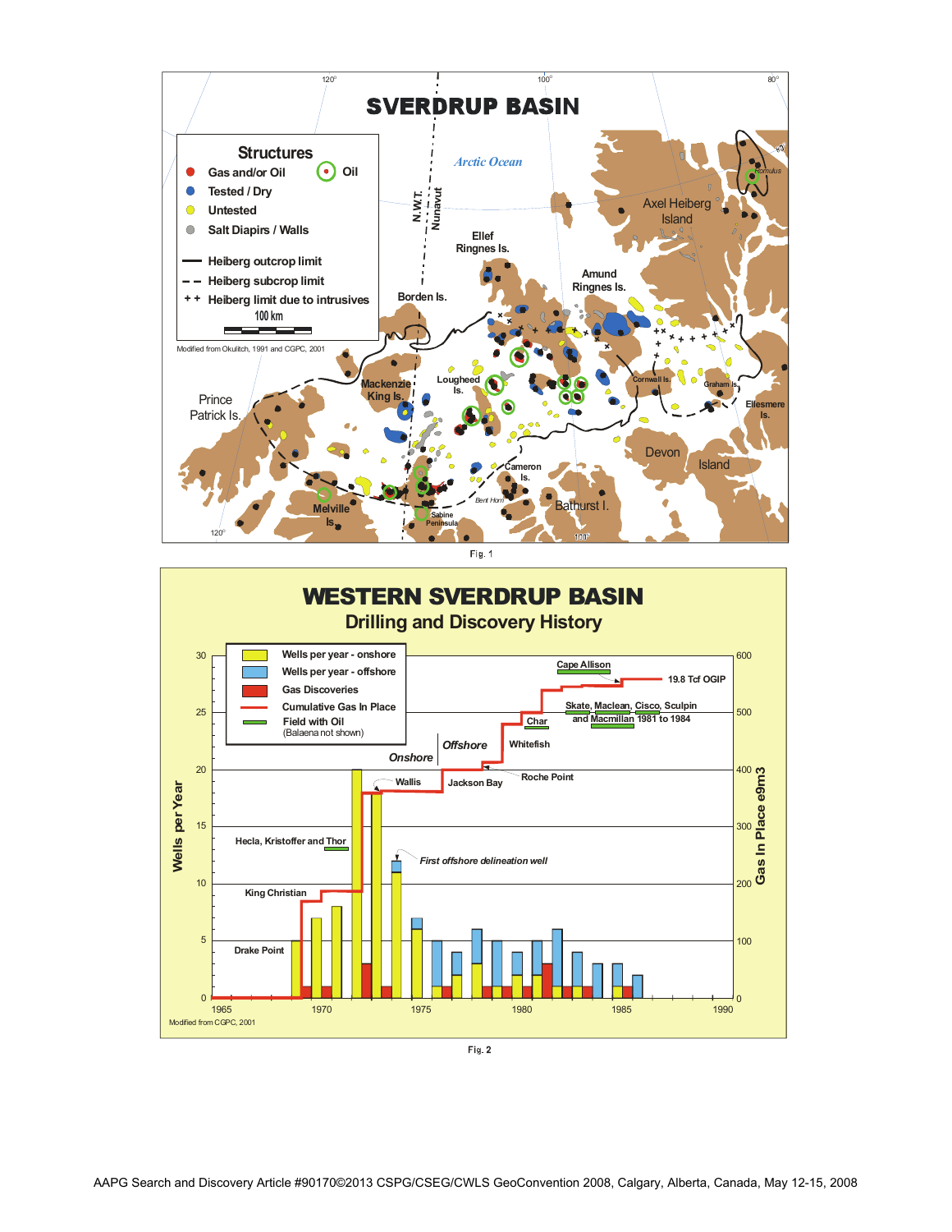SVERDRUP BASIN

Structures
Gas and/or Oil
Oil
Tested / Dry
Untested
Salt Diapirs / Walls
Heiberg outcrop limit
Heiberg subcrop limit
Heiberg limit due to intrusives
100 km

Modified from Okulitch, 1991 and CGPC, 2001

120°
100°
80°
Arctic Ocean
N.W.T.
Nunavut
Axel Heiberg Island
Romulus
Ellef Ringnes Is.
Amund Ringnes Is.
Borden Is.
Mackenzie King Is.
Lougheed Is.
Cornwall Is.
Graham Is.
Ellesmere Is.
Prince Patrick Is.
Devon Island
Cameron Is.
Bent Horn
Bathurst I.
Melville Is.
Sabine Peninsula

Fig. 1

WESTERN SVERDRUP BASIN
Drilling and Discovery History

Wells per year - onshore
Wells per year - offshore
Gas Discoveries
Cumulative Gas In Place
Field with Oil
(Balaena not shown)

Wells per Year
Gas In Place e9m3

Cape Allison
19.8 Tcf OGIP
Skate, Maclean, Cisco, Sculpin and Macmillan 1981 to 1984
Char
Whitefish
Offshore
Onshore
Roche Point
Jackson Bay
Wallis
Hecla, Kristoffer and Thor
First offshore delineation well
King Christian
Drake Point

0 5 10 15 20 25 30
0 100 200 300 400 500 600
1965 1970 1975 1980 1985 1990

Modified from CGPC, 2001

Fig. 2